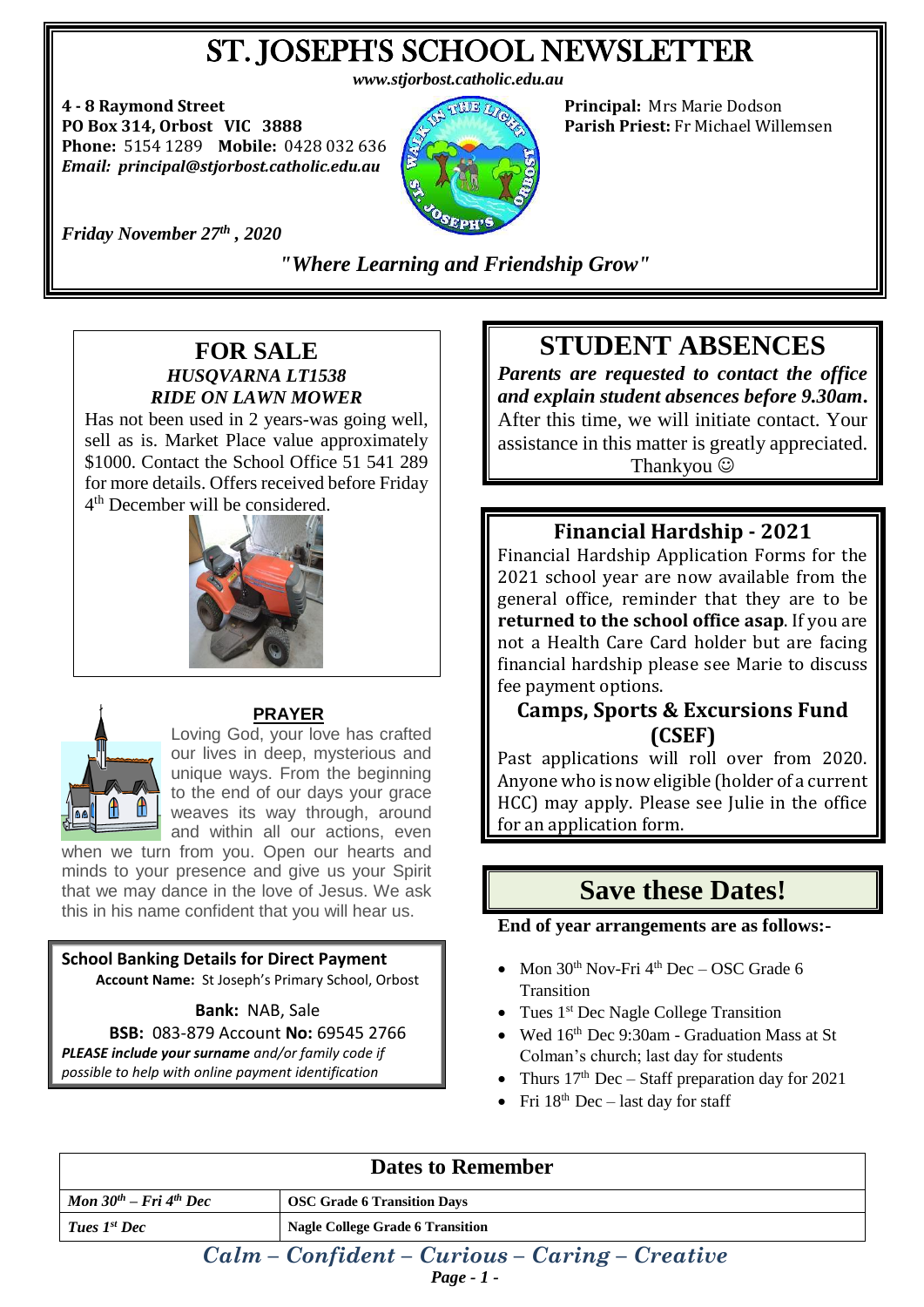# ST. JOSEPH'S SCHOOL NEWSLETTER

***www.stjorbost.catholic.edu.au***

**4 - 8 Raymond Street**
**PO Box 314, Orbost VIC 3888**
**Phone:** 5154 1289 **Mobile:** 0428 032 636
***Email: principal@stjorbost.catholic.edu.au***

**Principal:** Mrs Marie Dodson
**Parish Priest:** Fr Michael Willemsen

***Friday November 27th , 2020***

***"Where Learning and Friendship Grow"***

## FOR SALE

***HUSQVARNA LT1538***
***RIDE ON LAWN MOWER***

Has not been used in 2 years-was going well, sell as is. Market Place value approximately $1000. Contact the School Office 51 541 289 for more details. Offers received before Friday 4th December will be considered.

### PRAYER

Loving God, your love has crafted our lives in deep, mysterious and unique ways. From the beginning to the end of our days your grace weaves its way through, around and within all our actions, even when we turn from you. Open our hearts and minds to your presence and give us your Spirit that we may dance in the love of Jesus. We ask this in his name confident that you will hear us.

**School Banking Details for Direct Payment**

**Account Name:** St Joseph's Primary School, Orbost

**Bank:** NAB, Sale

**BSB:** 083-879 Account **No:** 69545 2766

***PLEASE include your surname** and/or family code if possible to help with online payment identification*

## STUDENT ABSENCES

***Parents are requested to contact the office and explain student absences before 9.30am.*** After this time, we will initiate contact. Your assistance in this matter is greatly appreciated. Thankyou ☺

## Financial Hardship - 2021

Financial Hardship Application Forms for the 2021 school year are now available from the general office, reminder that they are to be **returned to the school office asap**. If you are not a Health Care Card holder but are facing financial hardship please see Marie to discuss fee payment options.

## Camps, Sports & Excursions Fund (CSEF)

Past applications will roll over from 2020. Anyone who is now eligible (holder of a current HCC) may apply. Please see Julie in the office for an application form.

## Save these Dates!

**End of year arrangements are as follows:-**

- Mon 30th Nov-Fri 4th Dec – OSC Grade 6 Transition
- Tues 1st Dec Nagle College Transition
- Wed 16th Dec 9:30am - Graduation Mass at St Colman's church; last day for students
- Thurs 17th Dec – Staff preparation day for 2021
- Fri 18th Dec – last day for staff

| Dates to Remember | |
|---|---|
| *Mon 30th – Fri 4th Dec* | **OSC Grade 6 Transition Days** |
| *Tues 1st Dec* | **Nagle College Grade 6 Transition** |

***Calm – Confident – Curious – Caring – Creative***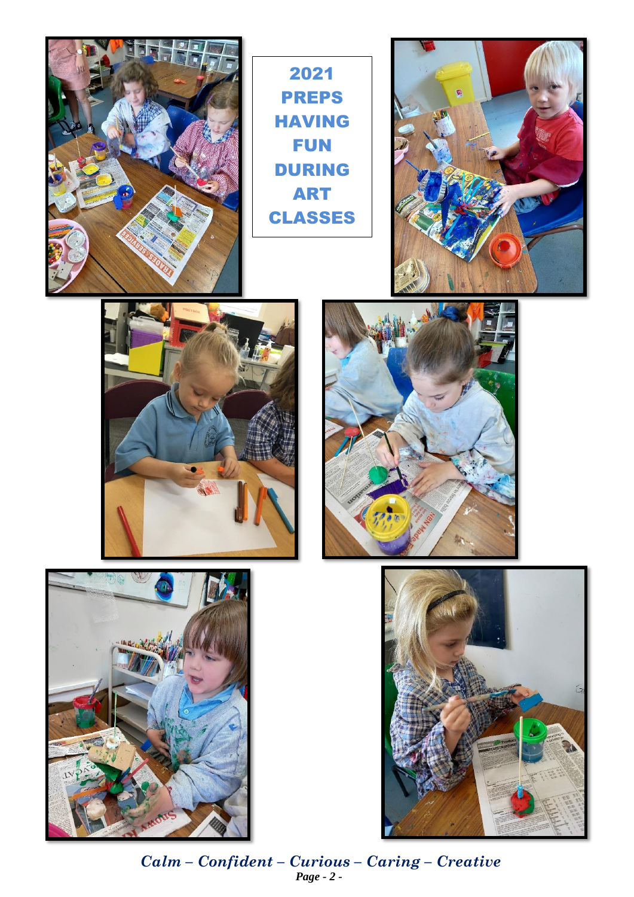**2021 PREPS HAVING FUN DURING ART CLASSES**

***Calm – Confident – Curious – Caring – Creative***